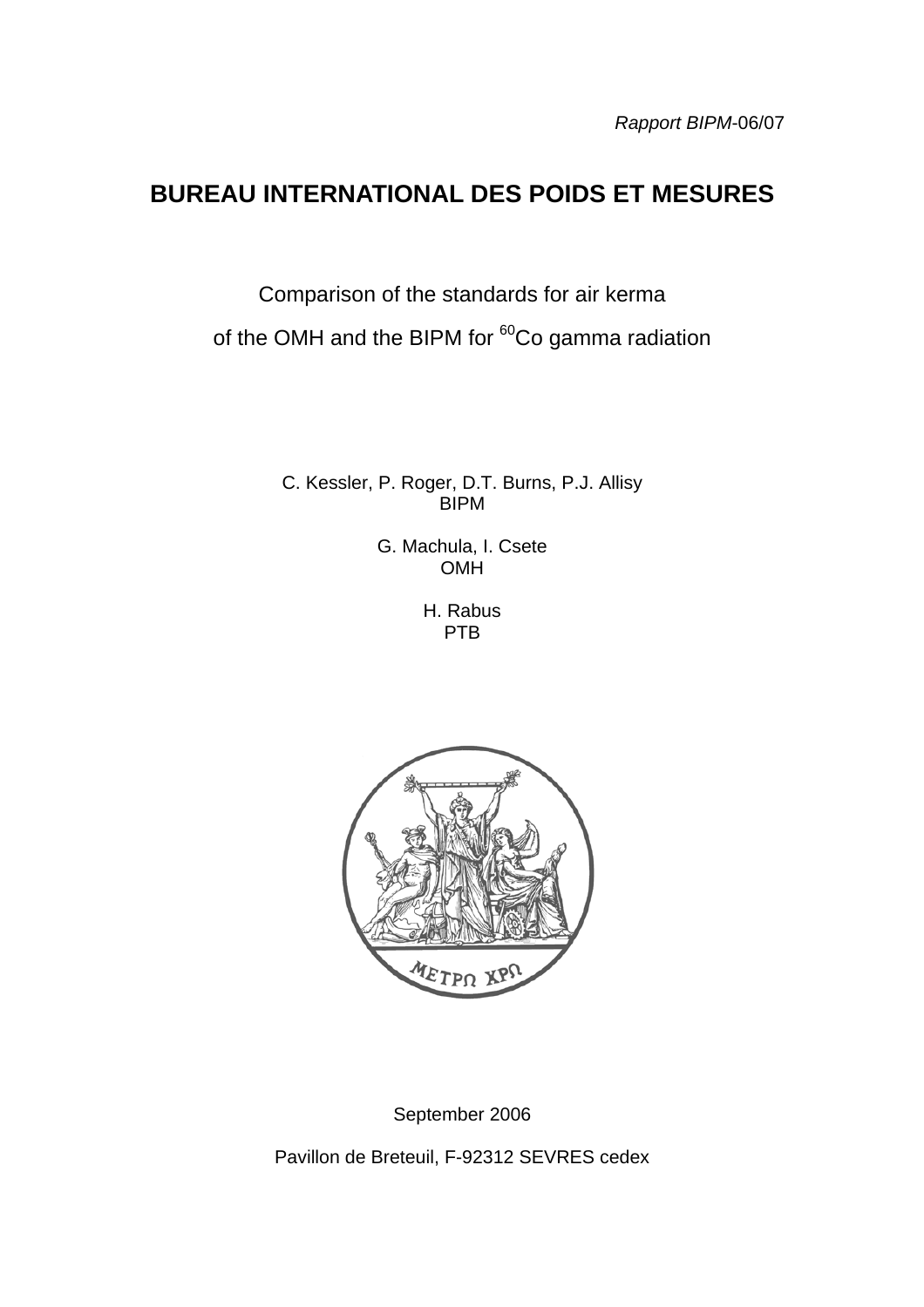*Rapport BIPM*-06/07

# BUREAU INTERNATIONAL DES POIDS ET MESURES

Comparison of the standards for air kerma

of the OMH and the BIPM for $^{60}$Co gamma radiation

C. Kessler, P. Roger, D.T. Burns, P.J. Allisy
BIPM

G. Machula, I. Csete
OMH

H. Rabus
PTB

ΜΕΤΡΩ ΧΡΩ

September 2006

Pavillon de Breteuil, F-92312 SEVRES cedex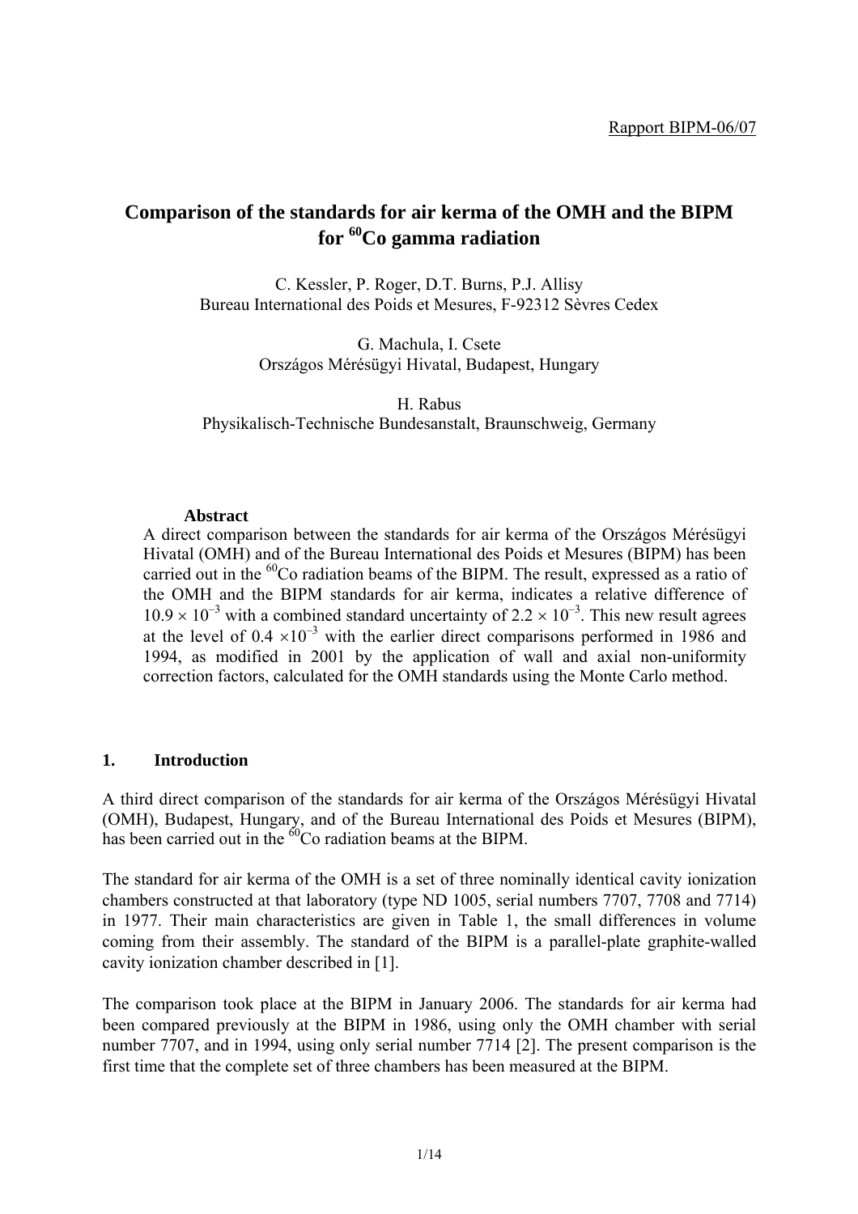Rapport BIPM-06/07

# Comparison of the standards for air kerma of the OMH and the BIPM for $^{60}$Co gamma radiation

C. Kessler, P. Roger, D.T. Burns, P.J. Allisy
Bureau International des Poids et Mesures, F-92312 Sèvres Cedex

G. Machula, I. Csete
Országos Mérésügyi Hivatal, Budapest, Hungary

H. Rabus
Physikalisch-Technische Bundesanstalt, Braunschweig, Germany

**Abstract**

A direct comparison between the standards for air kerma of the Országos Mérésügyi Hivatal (OMH) and of the Bureau International des Poids et Mesures (BIPM) has been carried out in the $^{60}$Co radiation beams of the BIPM. The result, expressed as a ratio of the OMH and the BIPM standards for air kerma, indicates a relative difference of $10.9 \times 10^{-3}$ with a combined standard uncertainty of $2.2 \times 10^{-3}$. This new result agrees at the level of $0.4 \times 10^{-3}$ with the earlier direct comparisons performed in 1986 and 1994, as modified in 2001 by the application of wall and axial non-uniformity correction factors, calculated for the OMH standards using the Monte Carlo method.

## 1. Introduction

A third direct comparison of the standards for air kerma of the Országos Mérésügyi Hivatal (OMH), Budapest, Hungary, and of the Bureau International des Poids et Mesures (BIPM), has been carried out in the $^{60}$Co radiation beams at the BIPM.

The standard for air kerma of the OMH is a set of three nominally identical cavity ionization chambers constructed at that laboratory (type ND 1005, serial numbers 7707, 7708 and 7714) in 1977. Their main characteristics are given in Table 1, the small differences in volume coming from their assembly. The standard of the BIPM is a parallel-plate graphite-walled cavity ionization chamber described in [1].

The comparison took place at the BIPM in January 2006. The standards for air kerma had been compared previously at the BIPM in 1986, using only the OMH chamber with serial number 7707, and in 1994, using only serial number 7714 [2]. The present comparison is the first time that the complete set of three chambers has been measured at the BIPM.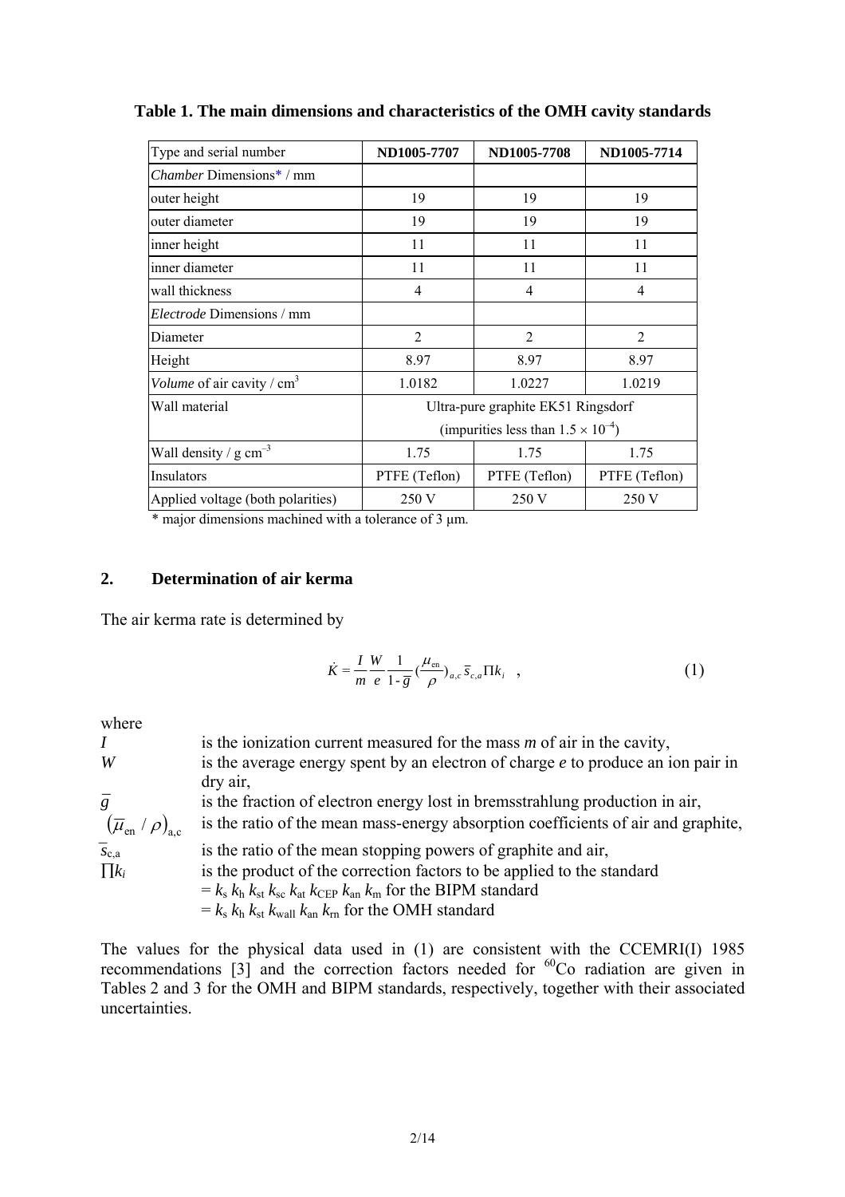**Table 1. The main dimensions and characteristics of the OMH cavity standards**

| Type and serial number | ND1005-7707 | ND1005-7708 | ND1005-7714 |
|---|---|---|---|
| *Chamber* Dimensions* / mm | | | |
| outer height | 19 | 19 | 19 |
| outer diameter | 19 | 19 | 19 |
| inner height | 11 | 11 | 11 |
| inner diameter | 11 | 11 | 11 |
| wall thickness | 4 | 4 | 4 |
| *Electrode* Dimensions / mm | | | |
| Diameter | 2 | 2 | 2 |
| Height | 8.97 | 8.97 | 8.97 |
| *Volume* of air cavity / $cm^3$ | 1.0182 | 1.0227 | 1.0219 |
| Wall material | Ultra-pure graphite EK51 Ringsdorf (impurities less than $1.5 \times 10^{-4}$) | | |
| Wall density / g $cm^{-3}$ | 1.75 | 1.75 | 1.75 |
| Insulators | PTFE (Teflon) | PTFE (Teflon) | PTFE (Teflon) |
| Applied voltage (both polarities) | 250 V | 250 V | 250 V |

\* major dimensions machined with a tolerance of 3 μm.

## 2. Determination of air kerma

The air kerma rate is determined by

$$\dot{K} = \frac{I}{m}\frac{W}{e}\frac{1}{1-\bar{g}}\left(\frac{\mu_{\mathrm{en}}}{\rho}\right)_{a,c}\bar{s}_{c,a}\Pi k_i \quad , \tag{1}$$

where

- $I$ is the ionization current measured for the mass $m$ of air in the cavity,
- $W$ is the average energy spent by an electron of charge $e$ to produce an ion pair in dry air,
- $\bar{g}$ is the fraction of electron energy lost in bremsstrahlung production in air,
- $\left(\bar{\mu}_{\mathrm{en}} / \rho\right)_{\mathrm{a,c}}$ is the ratio of the mean mass-energy absorption coefficients of air and graphite,
- $\bar{s}_{\mathrm{c,a}}$ is the ratio of the mean stopping powers of graphite and air,
- $\prod k_i$ is the product of the correction factors to be applied to the standard
  $= k_{\mathrm{s}}\, k_{\mathrm{h}}\, k_{\mathrm{st}}\, k_{\mathrm{sc}}\, k_{\mathrm{at}}\, k_{\mathrm{CEP}}\, k_{\mathrm{an}}\, k_{\mathrm{m}}$ for the BIPM standard
  $= k_{\mathrm{s}}\, k_{\mathrm{h}}\, k_{\mathrm{st}}\, k_{\mathrm{wall}}\, k_{\mathrm{an}}\, k_{\mathrm{rn}}$ for the OMH standard

The values for the physical data used in (1) are consistent with the CCEMRI(I) 1985 recommendations [3] and the correction factors needed for $^{60}Co$ radiation are given in Tables 2 and 3 for the OMH and BIPM standards, respectively, together with their associated uncertainties.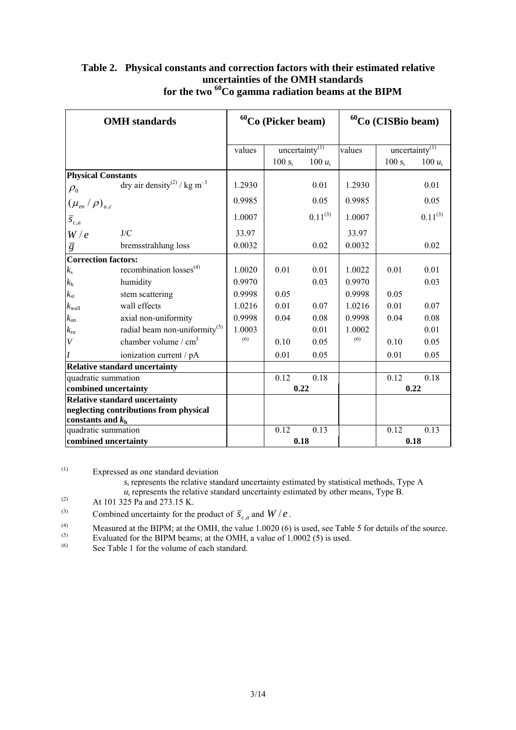**Table 2. Physical constants and correction factors with their estimated relative uncertainties of the OMH standards for the two $^{60}$Co gamma radiation beams at the BIPM**

| OMH standards | | $^{60}$Co (Picker beam) | | | $^{60}$Co (CISBio beam) | | |
|---|---|---|---|---|---|---|---|
| | | values | uncertainty[(1)] $100\,s_i$ | $100\,u_i$ | values | uncertainty[(1)] $100\,s_i$ | $100\,u_i$ |
| **Physical Constants** | | | | | | | |
| $\rho_0$ | dry air density[(2)] / kg m$^{-3}$ | 1.2930 | | 0.01 | 1.2930 | | 0.01 |
| $(\mu_{en}/\rho)_{a,c}$ | | 0.9985 | | 0.05 | 0.9985 | | 0.05 |
| $\bar{s}_{c,a}$ | | 1.0007 | | 0.11[(3)] | 1.0007 | | 0.11[(3)] |
| $W/e$ | J/C | 33.97 | | | 33.97 | | |
| $\bar{g}$ | bremsstrahlung loss | 0.0032 | | 0.02 | 0.0032 | | 0.02 |
| **Correction factors:** | | | | | | | |
| $k_s$ | recombination losses[(4)] | 1.0020 | 0.01 | 0.01 | 1.0022 | 0.01 | 0.01 |
| $k_h$ | humidity | 0.9970 | | 0.03 | 0.9970 | | 0.03 |
| $k_{st}$ | stem scattering | 0.9998 | 0.05 | | 0.9998 | 0.05 | |
| $k_{wall}$ | wall effects | 1.0216 | 0.01 | 0.07 | 1.0216 | 0.01 | 0.07 |
| $k_{an}$ | axial non-uniformity | 0.9998 | 0.04 | 0.08 | 0.9998 | 0.04 | 0.08 |
| $k_{rn}$ | radial beam non-uniformity[(5)] | 1.0003 | | 0.01 | 1.0002 | | 0.01 |
| $V$ | chamber volume / cm$^3$ | [(6)] | 0.10 | 0.05 | [(6)] | 0.10 | 0.05 |
| $I$ | ionization current / pA | | 0.01 | 0.05 | | 0.01 | 0.05 |
| **Relative standard uncertainty** | | | | | | | |
| quadratic summation | | | 0.12 | 0.18 | | 0.12 | 0.18 |
| **combined uncertainty** | | | **0.22** | | | **0.22** | |
| **Relative standard uncertainty neglecting contributions from physical constants and $k_h$** | | | | | | | |
| quadratic summation | | | 0.12 | 0.13 | | 0.12 | 0.13 |
| **combined uncertainty** | | | **0.18** | | | **0.18** | |

(1) Expressed as one standard deviation
$s_i$ represents the relative standard uncertainty estimated by statistical methods, Type A
$u_i$ represents the relative standard uncertainty estimated by other means, Type B.

(2) At 101 325 Pa and 273.15 K.

(3) Combined uncertainty for the product of $\bar{s}_{c,a}$ and $W/e$.

(4) Measured at the BIPM; at the OMH, the value 1.0020 (6) is used, see Table 5 for details of the source.

(5) Evaluated for the BIPM beams; at the OMH, a value of 1.0002 (5) is used.

(6) See Table 1 for the volume of each standard.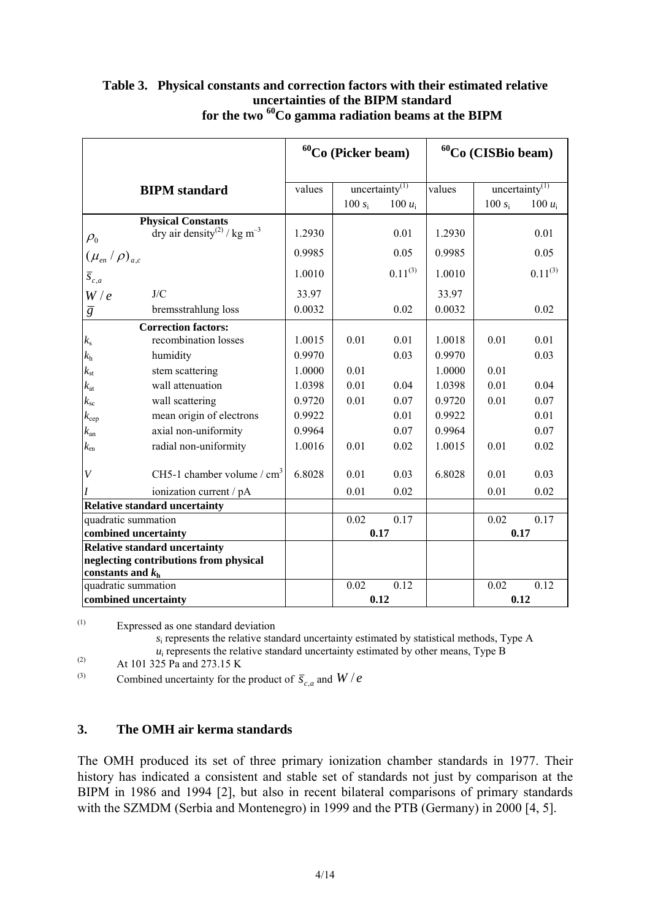**Table 3. Physical constants and correction factors with their estimated relative uncertainties of the BIPM standard for the two $^{60}$Co gamma radiation beams at the BIPM**

| BIPM standard | | $^{60}$Co (Picker beam) values | uncertainty[(1)] $100\, s_i$ | $100\, u_i$ | $^{60}$Co (CISBio beam) values | uncertainty[(1)] $100\, s_i$ | $100\, u_i$ |
|---|---|---|---|---|---|---|---|
| **Physical Constants** | | | | | | | |
| $\rho_0$ | dry air density[(2)] / kg m$^{-3}$ | 1.2930 | | 0.01 | 1.2930 | | 0.01 |
| $(\mu_{en}/\rho)_{a,c}$ | | 0.9985 | | 0.05 | 0.9985 | | 0.05 |
| $\bar{s}_{c,a}$ | | 1.0010 | | 0.11[(3)] | 1.0010 | | 0.11[(3)] |
| $W/e$ | J/C | 33.97 | | | 33.97 | | |
| $\bar{g}$ | bremsstrahlung loss | 0.0032 | | 0.02 | 0.0032 | | 0.02 |
| **Correction factors:** | | | | | | | |
| $k_s$ | recombination losses | 1.0015 | 0.01 | 0.01 | 1.0018 | 0.01 | 0.01 |
| $k_h$ | humidity | 0.9970 | | 0.03 | 0.9970 | | 0.03 |
| $k_{st}$ | stem scattering | 1.0000 | 0.01 | | 1.0000 | 0.01 | |
| $k_{at}$ | wall attenuation | 1.0398 | 0.01 | 0.04 | 1.0398 | 0.01 | 0.04 |
| $k_{sc}$ | wall scattering | 0.9720 | 0.01 | 0.07 | 0.9720 | 0.01 | 0.07 |
| $k_{cep}$ | mean origin of electrons | 0.9922 | | 0.01 | 0.9922 | | 0.01 |
| $k_{an}$ | axial non-uniformity | 0.9964 | | 0.07 | 0.9964 | | 0.07 |
| $k_{rn}$ | radial non-uniformity | 1.0016 | 0.01 | 0.02 | 1.0015 | 0.01 | 0.02 |
| $V$ | CH5-1 chamber volume / cm$^3$ | 6.8028 | 0.01 | 0.03 | 6.8028 | 0.01 | 0.03 |
| $I$ | ionization current / pA | | 0.01 | 0.02 | | 0.01 | 0.02 |
| **Relative standard uncertainty** | | | | | | | |
| quadratic summation | | | 0.02 | 0.17 | | 0.02 | 0.17 |
| **combined uncertainty** | | | **0.17** | | | **0.17** | |
| **Relative standard uncertainty neglecting contributions from physical constants and $k_h$** | | | | | | | |
| quadratic summation | | | 0.02 | 0.12 | | 0.02 | 0.12 |
| **combined uncertainty** | | | **0.12** | | | **0.12** | |

(1) Expressed as one standard deviation
$s_i$ represents the relative standard uncertainty estimated by statistical methods, Type A
$u_i$ represents the relative standard uncertainty estimated by other means, Type B

(2) At 101 325 Pa and 273.15 K

(3) Combined uncertainty for the product of $\bar{s}_{c,a}$ and $W/e$

## 3. The OMH air kerma standards

The OMH produced its set of three primary ionization chamber standards in 1977. Their history has indicated a consistent and stable set of standards not just by comparison at the BIPM in 1986 and 1994 [2], but also in recent bilateral comparisons of primary standards with the SZMDM (Serbia and Montenegro) in 1999 and the PTB (Germany) in 2000 [4, 5].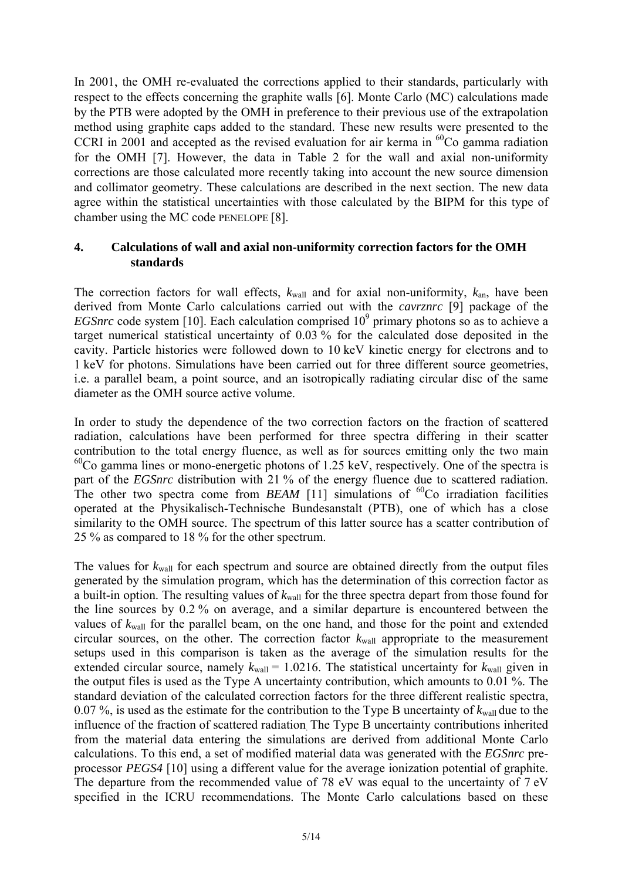In 2001, the OMH re-evaluated the corrections applied to their standards, particularly with respect to the effects concerning the graphite walls [6]. Monte Carlo (MC) calculations made by the PTB were adopted by the OMH in preference to their previous use of the extrapolation method using graphite caps added to the standard. These new results were presented to the CCRI in 2001 and accepted as the revised evaluation for air kerma in $^{60}$Co gamma radiation for the OMH [7]. However, the data in Table 2 for the wall and axial non-uniformity corrections are those calculated more recently taking into account the new source dimension and collimator geometry. These calculations are described in the next section. The new data agree within the statistical uncertainties with those calculated by the BIPM for this type of chamber using the MC code PENELOPE [8].

## 4. Calculations of wall and axial non-uniformity correction factors for the OMH standards

The correction factors for wall effects, $k_{wall}$ and for axial non-uniformity, $k_{an}$, have been derived from Monte Carlo calculations carried out with the *cavrznrc* [9] package of the *EGSnrc* code system [10]. Each calculation comprised $10^9$ primary photons so as to achieve a target numerical statistical uncertainty of 0.03 % for the calculated dose deposited in the cavity. Particle histories were followed down to 10 keV kinetic energy for electrons and to 1 keV for photons. Simulations have been carried out for three different source geometries, i.e. a parallel beam, a point source, and an isotropically radiating circular disc of the same diameter as the OMH source active volume.

In order to study the dependence of the two correction factors on the fraction of scattered radiation, calculations have been performed for three spectra differing in their scatter contribution to the total energy fluence, as well as for sources emitting only the two main $^{60}$Co gamma lines or mono-energetic photons of 1.25 keV, respectively. One of the spectra is part of the *EGSnrc* distribution with 21 % of the energy fluence due to scattered radiation. The other two spectra come from *BEAM* [11] simulations of $^{60}$Co irradiation facilities operated at the Physikalisch-Technische Bundesanstalt (PTB), one of which has a close similarity to the OMH source. The spectrum of this latter source has a scatter contribution of 25 % as compared to 18 % for the other spectrum.

The values for $k_{wall}$ for each spectrum and source are obtained directly from the output files generated by the simulation program, which has the determination of this correction factor as a built-in option. The resulting values of $k_{wall}$ for the three spectra depart from those found for the line sources by 0.2 % on average, and a similar departure is encountered between the values of $k_{wall}$ for the parallel beam, on the one hand, and those for the point and extended circular sources, on the other. The correction factor $k_{wall}$ appropriate to the measurement setups used in this comparison is taken as the average of the simulation results for the extended circular source, namely $k_{wall}$ = 1.0216. The statistical uncertainty for $k_{wall}$ given in the output files is used as the Type A uncertainty contribution, which amounts to 0.01 %. The standard deviation of the calculated correction factors for the three different realistic spectra, 0.07 %, is used as the estimate for the contribution to the Type B uncertainty of $k_{wall}$ due to the influence of the fraction of scattered radiation. The Type B uncertainty contributions inherited from the material data entering the simulations are derived from additional Monte Carlo calculations. To this end, a set of modified material data was generated with the *EGSnrc* pre-processor *PEGS4* [10] using a different value for the average ionization potential of graphite. The departure from the recommended value of 78 eV was equal to the uncertainty of 7 eV specified in the ICRU recommendations. The Monte Carlo calculations based on these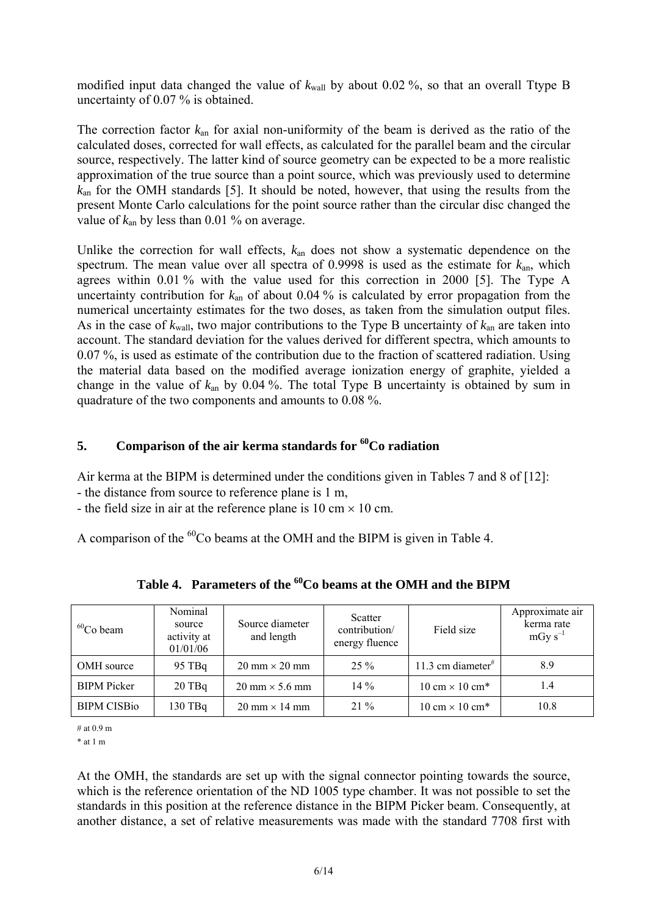modified input data changed the value of $k_{wall}$ by about 0.02 %, so that an overall Ttype B uncertainty of 0.07 % is obtained.

The correction factor $k_{an}$ for axial non-uniformity of the beam is derived as the ratio of the calculated doses, corrected for wall effects, as calculated for the parallel beam and the circular source, respectively. The latter kind of source geometry can be expected to be a more realistic approximation of the true source than a point source, which was previously used to determine $k_{an}$ for the OMH standards [5]. It should be noted, however, that using the results from the present Monte Carlo calculations for the point source rather than the circular disc changed the value of $k_{an}$ by less than 0.01 % on average.

Unlike the correction for wall effects, $k_{an}$ does not show a systematic dependence on the spectrum. The mean value over all spectra of 0.9998 is used as the estimate for $k_{an}$, which agrees within 0.01 % with the value used for this correction in 2000 [5]. The Type A uncertainty contribution for $k_{an}$ of about 0.04 % is calculated by error propagation from the numerical uncertainty estimates for the two doses, as taken from the simulation output files. As in the case of $k_{wall}$, two major contributions to the Type B uncertainty of $k_{an}$ are taken into account. The standard deviation for the values derived for different spectra, which amounts to 0.07 %, is used as estimate of the contribution due to the fraction of scattered radiation. Using the material data based on the modified average ionization energy of graphite, yielded a change in the value of $k_{an}$ by 0.04 %. The total Type B uncertainty is obtained by sum in quadrature of the two components and amounts to 0.08 %.

## 5. Comparison of the air kerma standards for $^{60}$Co radiation

Air kerma at the BIPM is determined under the conditions given in Tables 7 and 8 of [12]:
- the distance from source to reference plane is 1 m,
- the field size in air at the reference plane is 10 cm × 10 cm.

A comparison of the $^{60}$Co beams at the OMH and the BIPM is given in Table 4.

**Table 4. Parameters of the $^{60}$Co beams at the OMH and the BIPM**

| $^{60}$Co beam | Nominal source activity at 01/01/06 | Source diameter and length | Scatter contribution/ energy fluence | Field size | Approximate air kerma rate mGy s$^{-1}$ |
|---|---|---|---|---|---|
| OMH source | 95 TBq | 20 mm × 20 mm | 25 % | 11.3 cm diameter# | 8.9 |
| BIPM Picker | 20 TBq | 20 mm × 5.6 mm | 14 % | 10 cm × 10 cm* | 1.4 |
| BIPM CISBio | 130 TBq | 20 mm × 14 mm | 21 % | 10 cm × 10 cm* | 10.8 |

# at 0.9 m

* at 1 m

At the OMH, the standards are set up with the signal connector pointing towards the source, which is the reference orientation of the ND 1005 type chamber. It was not possible to set the standards in this position at the reference distance in the BIPM Picker beam. Consequently, at another distance, a set of relative measurements was made with the standard 7708 first with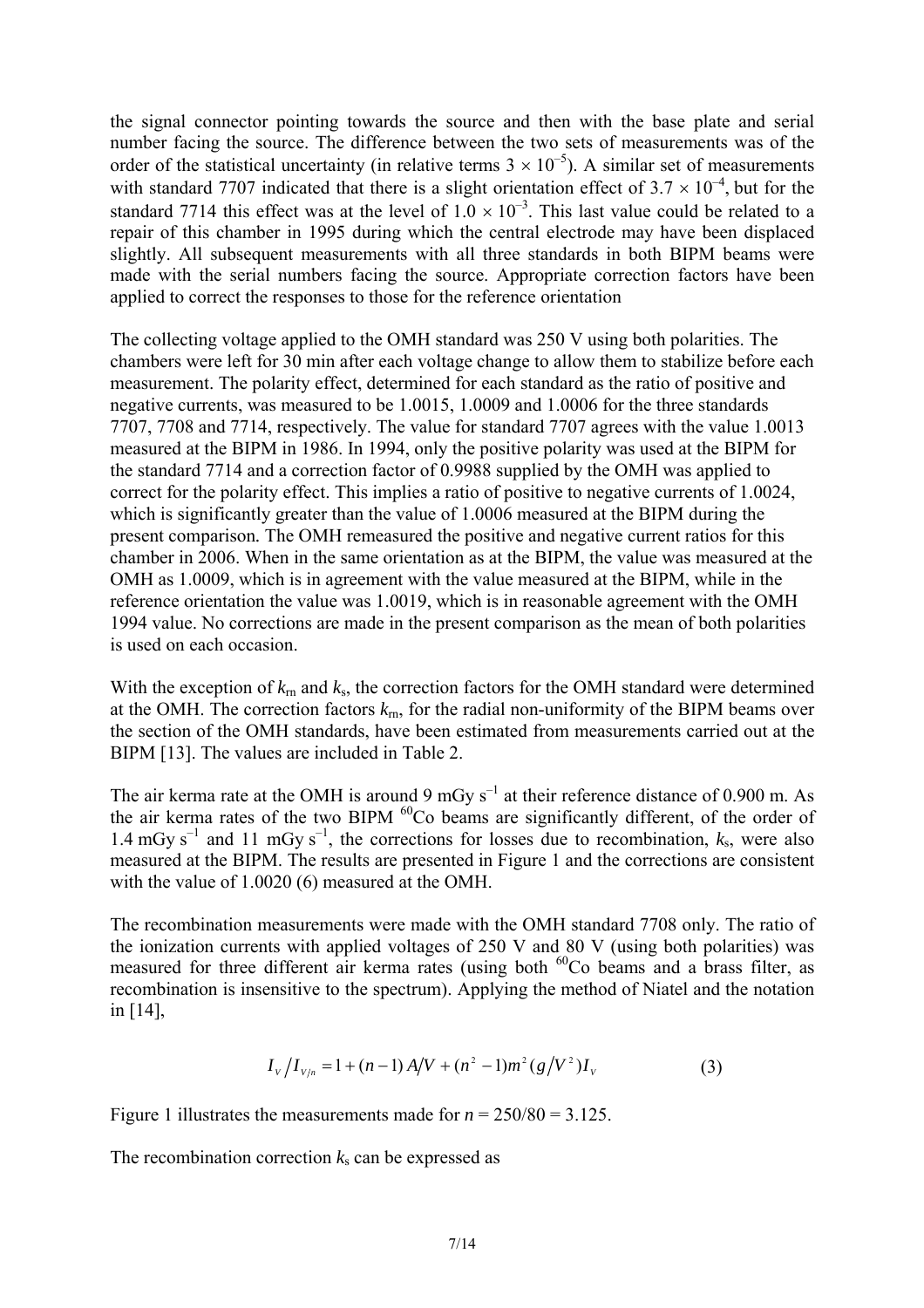the signal connector pointing towards the source and then with the base plate and serial number facing the source. The difference between the two sets of measurements was of the order of the statistical uncertainty (in relative terms $3 \times 10^{-5}$). A similar set of measurements with standard 7707 indicated that there is a slight orientation effect of $3.7 \times 10^{-4}$, but for the standard 7714 this effect was at the level of $1.0 \times 10^{-3}$. This last value could be related to a repair of this chamber in 1995 during which the central electrode may have been displaced slightly. All subsequent measurements with all three standards in both BIPM beams were made with the serial numbers facing the source. Appropriate correction factors have been applied to correct the responses to those for the reference orientation

The collecting voltage applied to the OMH standard was 250 V using both polarities. The chambers were left for 30 min after each voltage change to allow them to stabilize before each measurement. The polarity effect, determined for each standard as the ratio of positive and negative currents, was measured to be 1.0015, 1.0009 and 1.0006 for the three standards 7707, 7708 and 7714, respectively. The value for standard 7707 agrees with the value 1.0013 measured at the BIPM in 1986. In 1994, only the positive polarity was used at the BIPM for the standard 7714 and a correction factor of 0.9988 supplied by the OMH was applied to correct for the polarity effect. This implies a ratio of positive to negative currents of 1.0024, which is significantly greater than the value of 1.0006 measured at the BIPM during the present comparison. The OMH remeasured the positive and negative current ratios for this chamber in 2006. When in the same orientation as at the BIPM, the value was measured at the OMH as 1.0009, which is in agreement with the value measured at the BIPM, while in the reference orientation the value was 1.0019, which is in reasonable agreement with the OMH 1994 value. No corrections are made in the present comparison as the mean of both polarities is used on each occasion.

With the exception of $k_{rn}$ and $k_s$, the correction factors for the OMH standard were determined at the OMH. The correction factors $k_{rn}$, for the radial non-uniformity of the BIPM beams over the section of the OMH standards, have been estimated from measurements carried out at the BIPM [13]. The values are included in Table 2.

The air kerma rate at the OMH is around 9 mGy s$^{-1}$ at their reference distance of 0.900 m. As the air kerma rates of the two BIPM $^{60}$Co beams are significantly different, of the order of 1.4 mGy s$^{-1}$ and 11 mGy s$^{-1}$, the corrections for losses due to recombination, $k_s$, were also measured at the BIPM. The results are presented in Figure 1 and the corrections are consistent with the value of 1.0020 (6) measured at the OMH.

The recombination measurements were made with the OMH standard 7708 only. The ratio of the ionization currents with applied voltages of 250 V and 80 V (using both polarities) was measured for three different air kerma rates (using both $^{60}$Co beams and a brass filter, as recombination is insensitive to the spectrum). Applying the method of Niatel and the notation in [14],

$$I_V / I_{V/n} = 1 + (n-1)A/V + (n^2 - 1)m^2 (g/V^2) I_V \qquad (3)$$

Figure 1 illustrates the measurements made for $n = 250/80 = 3.125$.

The recombination correction $k_s$ can be expressed as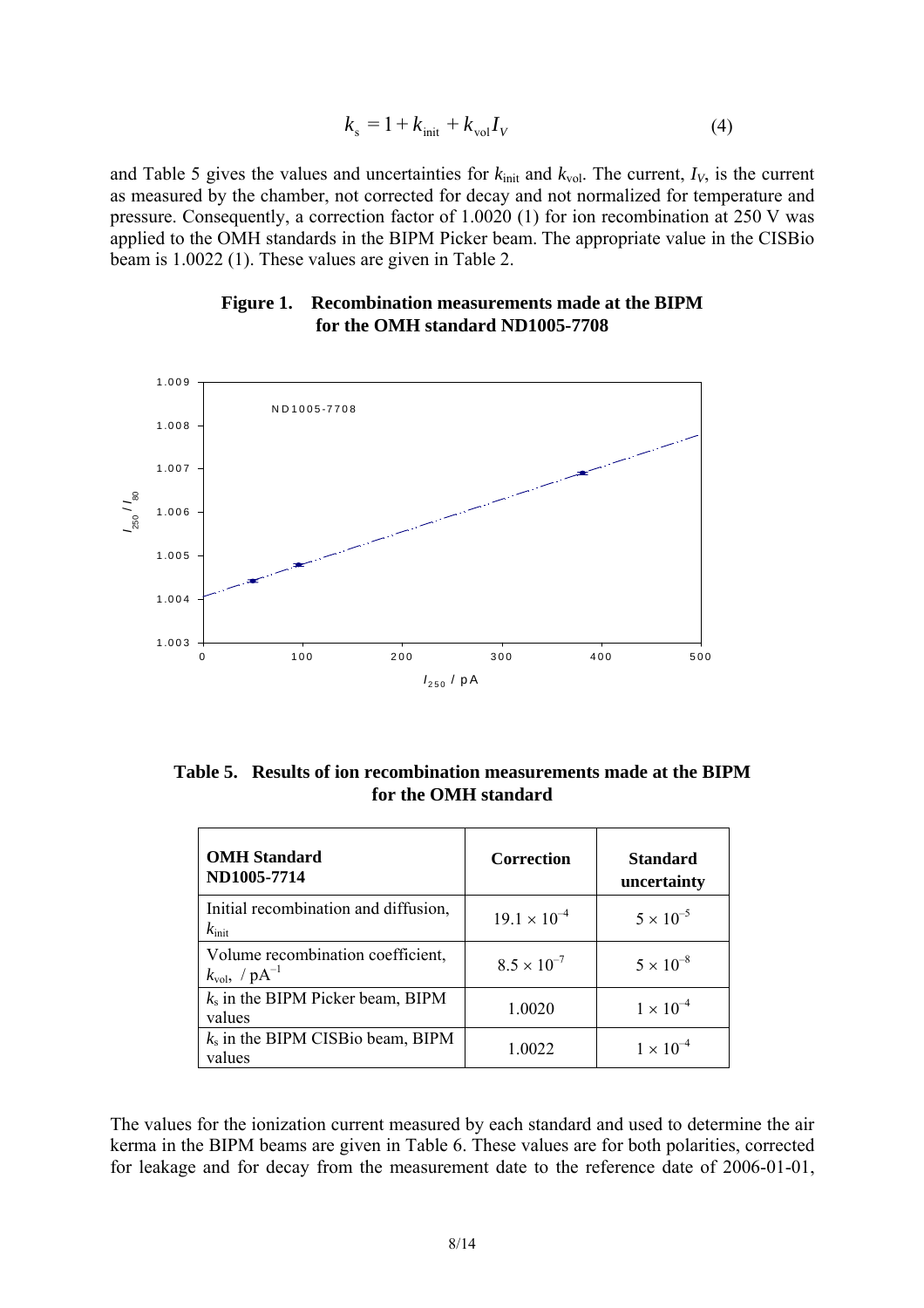$$k_s = 1 + k_{\text{init}} + k_{\text{vol}} I_V \tag{4}$$

and Table 5 gives the values and uncertainties for $k_{\text{init}}$ and $k_{\text{vol}}$. The current, $I_V$, is the current as measured by the chamber, not corrected for decay and not normalized for temperature and pressure. Consequently, a correction factor of 1.0020 (1) for ion recombination at 250 V was applied to the OMH standards in the BIPM Picker beam. The appropriate value in the CISBio beam is 1.0022 (1). These values are given in Table 2.

**Figure 1. Recombination measurements made at the BIPM for the OMH standard ND1005-7708**

**Table 5. Results of ion recombination measurements made at the BIPM for the OMH standard**

| **OMH Standard ND1005-7714** | **Correction** | **Standard uncertainty** |
|---|---|---|
| Initial recombination and diffusion, $k_{\text{init}}$ | $19.1 \times 10^{-4}$ | $5 \times 10^{-5}$ |
| Volume recombination coefficient, $k_{\text{vol}}$, / $\text{pA}^{-1}$ | $8.5 \times 10^{-7}$ | $5 \times 10^{-8}$ |
| $k_s$ in the BIPM Picker beam, BIPM values | 1.0020 | $1 \times 10^{-4}$ |
| $k_s$ in the BIPM CISBio beam, BIPM values | 1.0022 | $1 \times 10^{-4}$ |

The values for the ionization current measured by each standard and used to determine the air kerma in the BIPM beams are given in Table 6. These values are for both polarities, corrected for leakage and for decay from the measurement date to the reference date of 2006-01-01,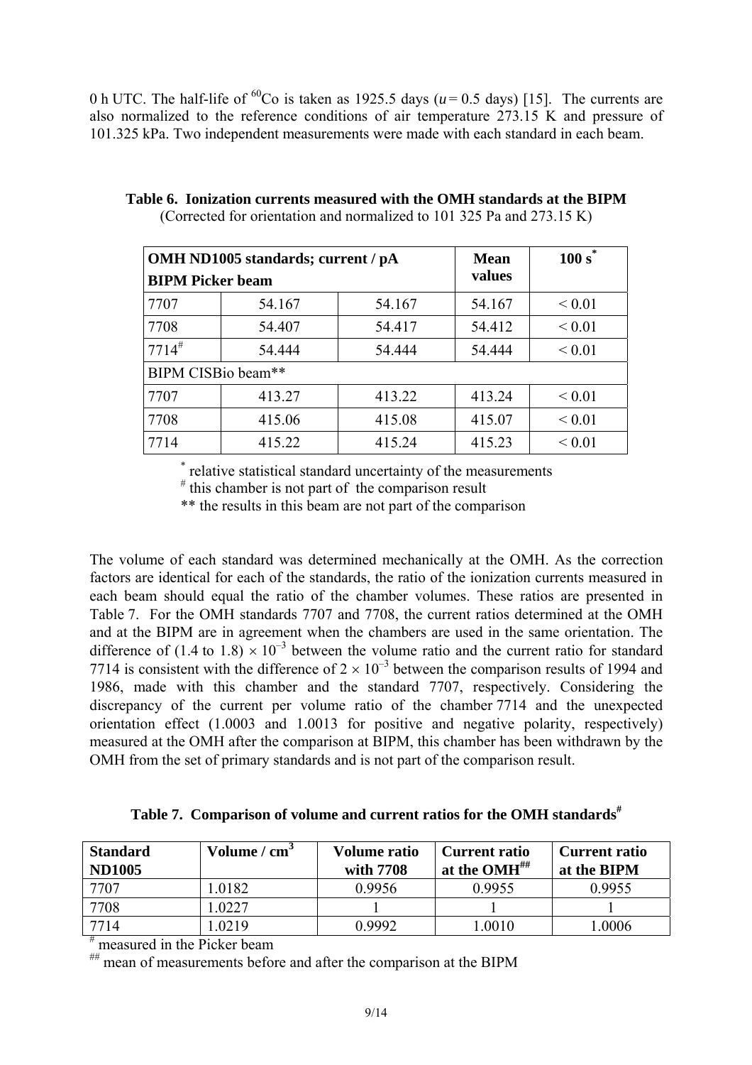0 h UTC. The half-life of $^{60}$Co is taken as 1925.5 days ($u$ = 0.5 days) [15]. The currents are also normalized to the reference conditions of air temperature 273.15 K and pressure of 101.325 kPa. Two independent measurements were made with each standard in each beam.

**Table 6. Ionization currents measured with the OMH standards at the BIPM**
(Corrected for orientation and normalized to 101 325 Pa and 273.15 K)

| **OMH ND1005 standards; current / pA** **BIPM Picker beam** | | | **Mean values** | **100 s*** |
|---|---|---|---|---|
| 7707 | 54.167 | 54.167 | 54.167 | < 0.01 |
| 7708 | 54.407 | 54.417 | 54.412 | < 0.01 |
| 7714# | 54.444 | 54.444 | 54.444 | < 0.01 |
| BIPM CISBio beam** | | | | |
| 7707 | 413.27 | 413.22 | 413.24 | < 0.01 |
| 7708 | 415.06 | 415.08 | 415.07 | < 0.01 |
| 7714 | 415.22 | 415.24 | 415.23 | < 0.01 |

\* relative statistical standard uncertainty of the measurements

\# this chamber is not part of the comparison result

** the results in this beam are not part of the comparison

The volume of each standard was determined mechanically at the OMH. As the correction factors are identical for each of the standards, the ratio of the ionization currents measured in each beam should equal the ratio of the chamber volumes. These ratios are presented in Table 7. For the OMH standards 7707 and 7708, the current ratios determined at the OMH and at the BIPM are in agreement when the chambers are used in the same orientation. The difference of (1.4 to 1.8) $\times$ 10$^{-3}$ between the volume ratio and the current ratio for standard 7714 is consistent with the difference of 2 $\times$ 10$^{-3}$ between the comparison results of 1994 and 1986, made with this chamber and the standard 7707, respectively. Considering the discrepancy of the current per volume ratio of the chamber 7714 and the unexpected orientation effect (1.0003 and 1.0013 for positive and negative polarity, respectively) measured at the OMH after the comparison at BIPM, this chamber has been withdrawn by the OMH from the set of primary standards and is not part of the comparison result.

**Table 7. Comparison of volume and current ratios for the OMH standards#**

| **Standard ND1005** | **Volume / cm$^3$** | **Volume ratio with 7708** | **Current ratio at the OMH##** | **Current ratio at the BIPM** |
|---|---|---|---|---|
| 7707 | 1.0182 | 0.9956 | 0.9955 | 0.9955 |
| 7708 | 1.0227 | 1 | 1 | 1 |
| 7714 | 1.0219 | 0.9992 | 1.0010 | 1.0006 |

\# measured in the Picker beam

\## mean of measurements before and after the comparison at the BIPM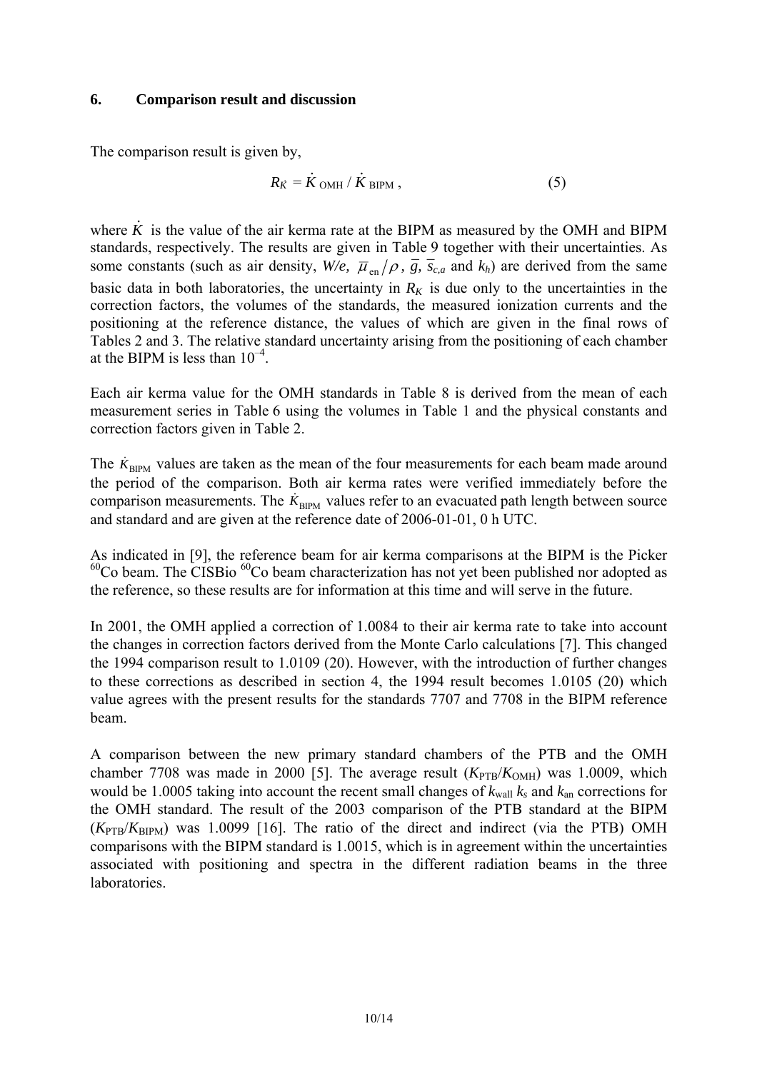## 6. Comparison result and discussion

The comparison result is given by,

$$R_{\dot{K}} = \dot{K}_{\text{OMH}} / \dot{K}_{\text{BIPM}} , \qquad (5)$$

where $\dot{K}$ is the value of the air kerma rate at the BIPM as measured by the OMH and BIPM standards, respectively. The results are given in Table 9 together with their uncertainties. As some constants (such as air density, $W/e$, $\bar{\mu}_{\text{en}}/\rho$, $\bar{g}$, $\bar{s}_{c,a}$ and $k_h$) are derived from the same basic data in both laboratories, the uncertainty in $R_K$ is due only to the uncertainties in the correction factors, the volumes of the standards, the measured ionization currents and the positioning at the reference distance, the values of which are given in the final rows of Tables 2 and 3. The relative standard uncertainty arising from the positioning of each chamber at the BIPM is less than $10^{-4}$.

Each air kerma value for the OMH standards in Table 8 is derived from the mean of each measurement series in Table 6 using the volumes in Table 1 and the physical constants and correction factors given in Table 2.

The $\dot{K}_{\text{BIPM}}$ values are taken as the mean of the four measurements for each beam made around the period of the comparison. Both air kerma rates were verified immediately before the comparison measurements. The $\dot{K}_{\text{BIPM}}$ values refer to an evacuated path length between source and standard and are given at the reference date of 2006-01-01, 0 h UTC.

As indicated in [9], the reference beam for air kerma comparisons at the BIPM is the Picker $^{60}$Co beam. The CISBio $^{60}$Co beam characterization has not yet been published nor adopted as the reference, so these results are for information at this time and will serve in the future.

In 2001, the OMH applied a correction of 1.0084 to their air kerma rate to take into account the changes in correction factors derived from the Monte Carlo calculations [7]. This changed the 1994 comparison result to 1.0109 (20). However, with the introduction of further changes to these corrections as described in section 4, the 1994 result becomes 1.0105 (20) which value agrees with the present results for the standards 7707 and 7708 in the BIPM reference beam.

A comparison between the new primary standard chambers of the PTB and the OMH chamber 7708 was made in 2000 [5]. The average result ($K_{\text{PTB}}/K_{\text{OMH}}$) was 1.0009, which would be 1.0005 taking into account the recent small changes of $k_{\text{wall}}$ $k_s$ and $k_{\text{an}}$ corrections for the OMH standard. The result of the 2003 comparison of the PTB standard at the BIPM ($K_{\text{PTB}}/K_{\text{BIPM}}$) was 1.0099 [16]. The ratio of the direct and indirect (via the PTB) OMH comparisons with the BIPM standard is 1.0015, which is in agreement within the uncertainties associated with positioning and spectra in the different radiation beams in the three laboratories.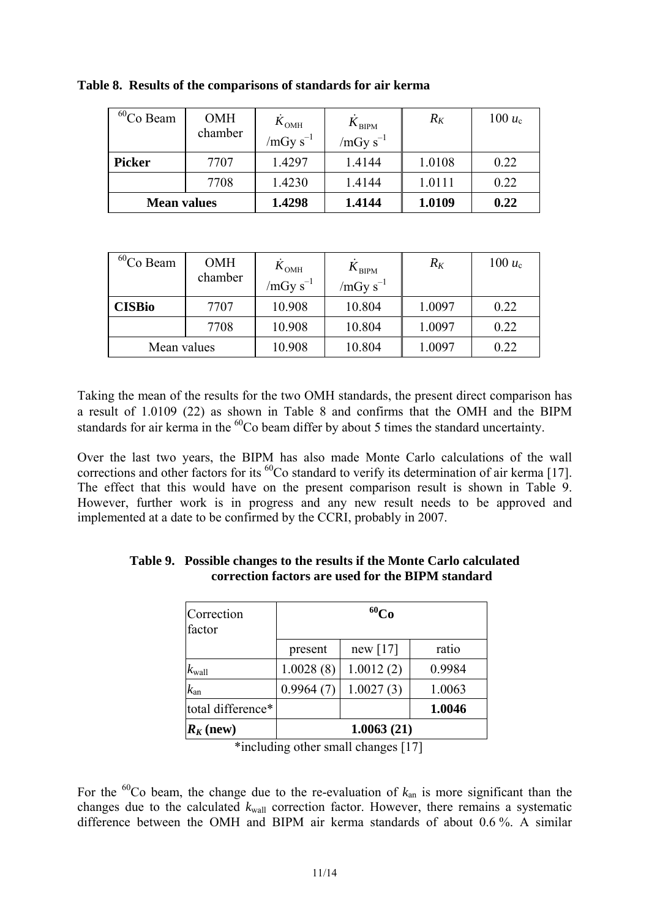**Table 8. Results of the comparisons of standards for air kerma**

| $^{60}$Co Beam | OMH chamber | $\dot{K}_{\mathrm{OMH}}$ /mGy s$^{-1}$ | $\dot{K}_{\mathrm{BIPM}}$ /mGy s$^{-1}$ | $R_K$ | 100 $u_c$ |
|---|---|---|---|---|---|
| **Picker** | 7707 | 1.4297 | 1.4144 | 1.0108 | 0.22 |
| | 7708 | 1.4230 | 1.4144 | 1.0111 | 0.22 |
| **Mean values** | | **1.4298** | **1.4144** | **1.0109** | **0.22** |

| $^{60}$Co Beam | OMH chamber | $\dot{K}_{\mathrm{OMH}}$ /mGy s$^{-1}$ | $\dot{K}_{\mathrm{BIPM}}$ /mGy s$^{-1}$ | $R_K$ | 100 $u_c$ |
|---|---|---|---|---|---|
| **CISBio** | 7707 | 10.908 | 10.804 | 1.0097 | 0.22 |
| | 7708 | 10.908 | 10.804 | 1.0097 | 0.22 |
| Mean values | | 10.908 | 10.804 | 1.0097 | 0.22 |

Taking the mean of the results for the two OMH standards, the present direct comparison has a result of 1.0109 (22) as shown in Table 8 and confirms that the OMH and the BIPM standards for air kerma in the $^{60}$Co beam differ by about 5 times the standard uncertainty.

Over the last two years, the BIPM has also made Monte Carlo calculations of the wall corrections and other factors for its $^{60}$Co standard to verify its determination of air kerma [17]. The effect that this would have on the present comparison result is shown in Table 9. However, further work is in progress and any new result needs to be approved and implemented at a date to be confirmed by the CCRI, probably in 2007.

**Table 9. Possible changes to the results if the Monte Carlo calculated correction factors are used for the BIPM standard**

| Correction factor | $^{60}$Co | | |
|---|---|---|---|
| | present | new [17] | ratio |
| $k_{\mathrm{wall}}$ | 1.0028 (8) | 1.0012 (2) | 0.9984 |
| $k_{\mathrm{an}}$ | 0.9964 (7) | 1.0027 (3) | 1.0063 |
| total difference* | | | **1.0046** |
| $R_K$ **(new)** | **1.0063 (21)** | | |

*including other small changes [17]

For the $^{60}$Co beam, the change due to the re-evaluation of $k_{\mathrm{an}}$ is more significant than the changes due to the calculated $k_{\mathrm{wall}}$ correction factor. However, there remains a systematic difference between the OMH and BIPM air kerma standards of about 0.6 %. A similar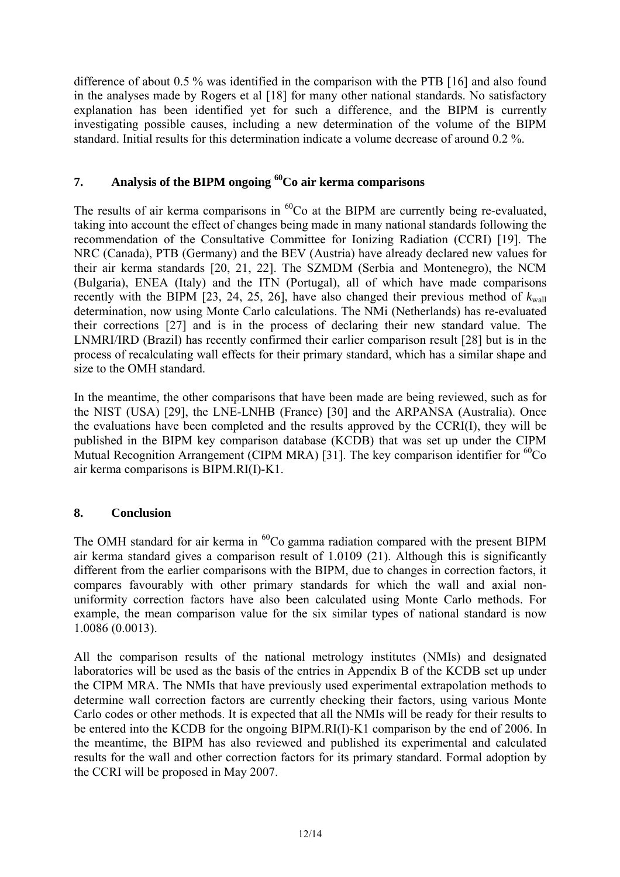difference of about 0.5 % was identified in the comparison with the PTB [16] and also found in the analyses made by Rogers et al [18] for many other national standards. No satisfactory explanation has been identified yet for such a difference, and the BIPM is currently investigating possible causes, including a new determination of the volume of the BIPM standard. Initial results for this determination indicate a volume decrease of around 0.2 %.

## 7. Analysis of the BIPM ongoing $^{60}$Co air kerma comparisons

The results of air kerma comparisons in $^{60}$Co at the BIPM are currently being re-evaluated, taking into account the effect of changes being made in many national standards following the recommendation of the Consultative Committee for Ionizing Radiation (CCRI) [19]. The NRC (Canada), PTB (Germany) and the BEV (Austria) have already declared new values for their air kerma standards [20, 21, 22]. The SZMDM (Serbia and Montenegro), the NCM (Bulgaria), ENEA (Italy) and the ITN (Portugal), all of which have made comparisons recently with the BIPM [23, 24, 25, 26], have also changed their previous method of $k_{\text{wall}}$ determination, now using Monte Carlo calculations. The NMi (Netherlands) has re-evaluated their corrections [27] and is in the process of declaring their new standard value. The LNMRI/IRD (Brazil) has recently confirmed their earlier comparison result [28] but is in the process of recalculating wall effects for their primary standard, which has a similar shape and size to the OMH standard.

In the meantime, the other comparisons that have been made are being reviewed, such as for the NIST (USA) [29], the LNE-LNHB (France) [30] and the ARPANSA (Australia). Once the evaluations have been completed and the results approved by the CCRI(I), they will be published in the BIPM key comparison database (KCDB) that was set up under the CIPM Mutual Recognition Arrangement (CIPM MRA) [31]. The key comparison identifier for $^{60}$Co air kerma comparisons is BIPM.RI(I)-K1.

## 8. Conclusion

The OMH standard for air kerma in $^{60}$Co gamma radiation compared with the present BIPM air kerma standard gives a comparison result of 1.0109 (21). Although this is significantly different from the earlier comparisons with the BIPM, due to changes in correction factors, it compares favourably with other primary standards for which the wall and axial non-uniformity correction factors have also been calculated using Monte Carlo methods. For example, the mean comparison value for the six similar types of national standard is now 1.0086 (0.0013).

All the comparison results of the national metrology institutes (NMIs) and designated laboratories will be used as the basis of the entries in Appendix B of the KCDB set up under the CIPM MRA. The NMIs that have previously used experimental extrapolation methods to determine wall correction factors are currently checking their factors, using various Monte Carlo codes or other methods. It is expected that all the NMIs will be ready for their results to be entered into the KCDB for the ongoing BIPM.RI(I)-K1 comparison by the end of 2006. In the meantime, the BIPM has also reviewed and published its experimental and calculated results for the wall and other correction factors for its primary standard. Formal adoption by the CCRI will be proposed in May 2007.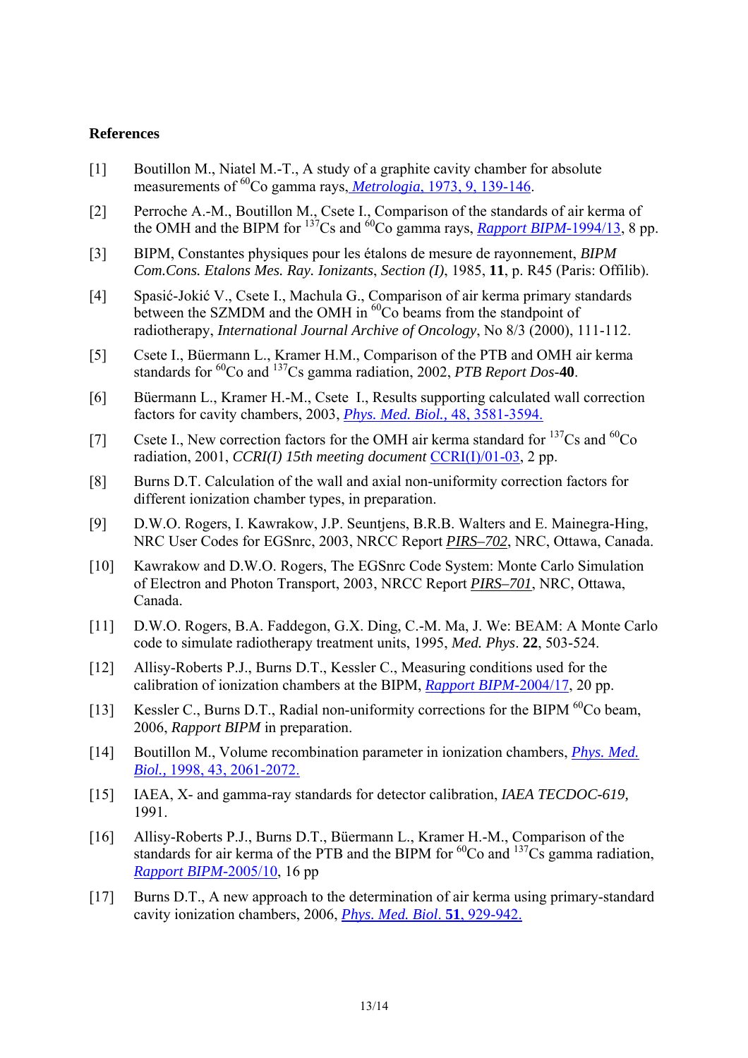## References

[1] Boutillon M., Niatel M.-T., A study of a graphite cavity chamber for absolute measurements of $^{60}$Co gamma rays, *Metrologia*, 1973, 9, 139-146.

[2] Perroche A.-M., Boutillon M., Csete I., Comparison of the standards of air kerma of the OMH and the BIPM for $^{137}$Cs and $^{60}$Co gamma rays, *Rapport BIPM*-1994/13, 8 pp.

[3] BIPM, Constantes physiques pour les étalons de mesure de rayonnement, *BIPM Com.Cons. Etalons Mes. Ray. Ionizants*, *Section (I)*, 1985, **11**, p. R45 (Paris: Offilib).

[4] Spasić-Jokić V., Csete I., Machula G., Comparison of air kerma primary standards between the SZMDM and the OMH in $^{60}$Co beams from the standpoint of radiotherapy, *International Journal Archive of Oncology*, No 8/3 (2000), 111-112.

[5] Csete I., Büermann L., Kramer H.M., Comparison of the PTB and OMH air kerma standards for $^{60}$Co and $^{137}$Cs gamma radiation, 2002, *PTB Report Dos*-**40**.

[6] Büermann L., Kramer H.-M., Csete I., Results supporting calculated wall correction factors for cavity chambers, 2003, *Phys. Med. Biol.*, 48, 3581-3594.

[7] Csete I., New correction factors for the OMH air kerma standard for $^{137}$Cs and $^{60}$Co radiation, 2001, *CCRI(I) 15th meeting document* CCRI(I)/01-03, 2 pp.

[8] Burns D.T. Calculation of the wall and axial non-uniformity correction factors for different ionization chamber types, in preparation.

[9] D.W.O. Rogers, I. Kawrakow, J.P. Seuntjens, B.R.B. Walters and E. Mainegra-Hing, NRC User Codes for EGSnrc, 2003, NRCC Report *PIRS–702*, NRC, Ottawa, Canada.

[10] Kawrakow and D.W.O. Rogers, The EGSnrc Code System: Monte Carlo Simulation of Electron and Photon Transport, 2003, NRCC Report *PIRS–701*, NRC, Ottawa, Canada.

[11] D.W.O. Rogers, B.A. Faddegon, G.X. Ding, C.-M. Ma, J. We: BEAM: A Monte Carlo code to simulate radiotherapy treatment units, 1995, *Med. Phys*. **22**, 503-524.

[12] Allisy-Roberts P.J., Burns D.T., Kessler C., Measuring conditions used for the calibration of ionization chambers at the BIPM, *Rapport BIPM*-2004/17, 20 pp.

[13] Kessler C., Burns D.T., Radial non-uniformity corrections for the BIPM $^{60}$Co beam, 2006, *Rapport BIPM* in preparation.

[14] Boutillon M., Volume recombination parameter in ionization chambers, *Phys. Med. Biol.*, 1998, 43, 2061-2072.

[15] IAEA, X- and gamma-ray standards for detector calibration, *IAEA TECDOC-619,* 1991.

[16] Allisy-Roberts P.J., Burns D.T., Büermann L., Kramer H.-M., Comparison of the standards for air kerma of the PTB and the BIPM for $^{60}$Co and $^{137}$Cs gamma radiation, *Rapport BIPM*-2005/10, 16 pp

[17] Burns D.T., A new approach to the determination of air kerma using primary-standard cavity ionization chambers, 2006, *Phys. Med. Biol*. **51**, 929-942.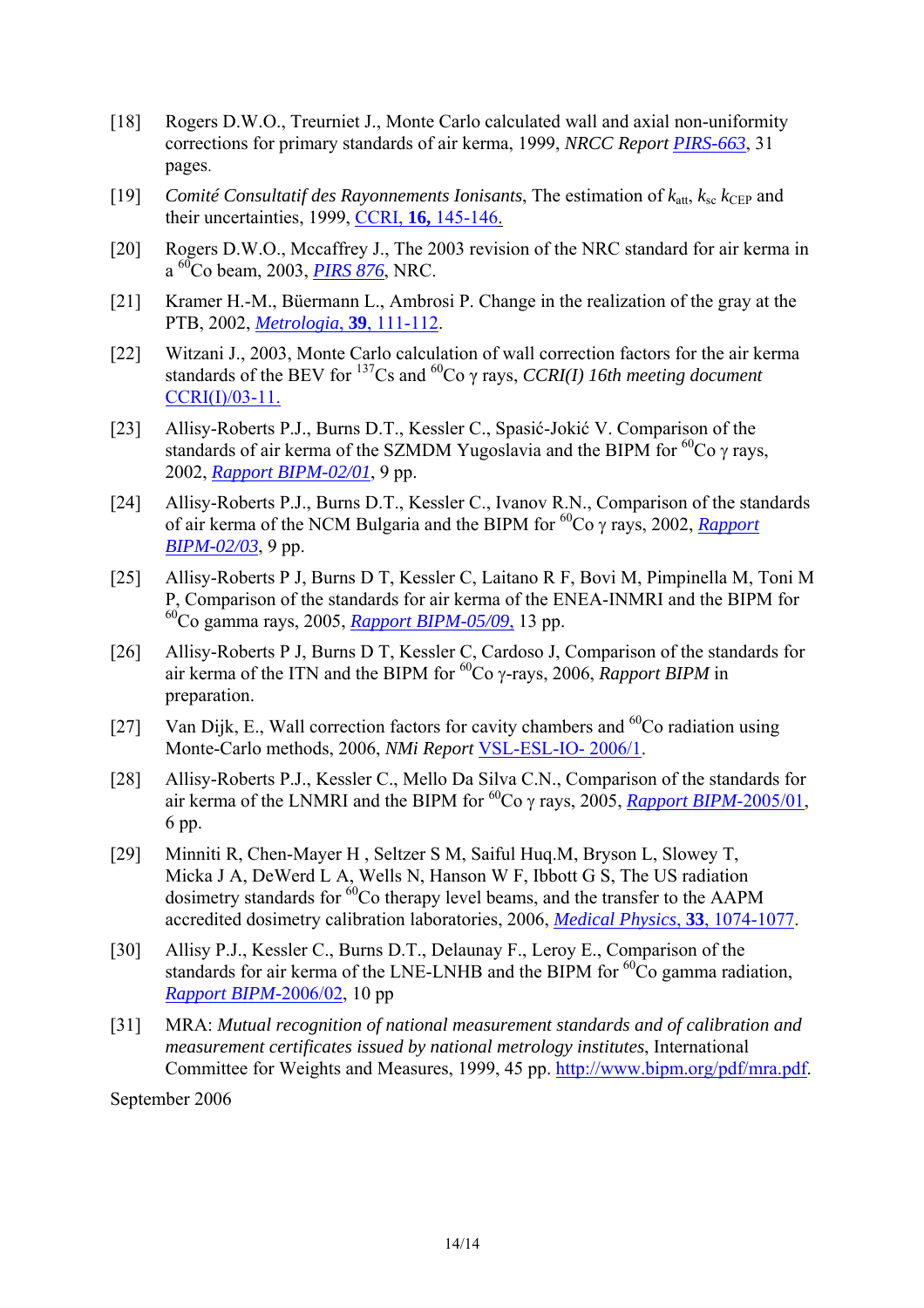[18] Rogers D.W.O., Treurniet J., Monte Carlo calculated wall and axial non-uniformity corrections for primary standards of air kerma, 1999, *NRCC Report* PIRS-663, 31 pages.

[19] *Comité Consultatif des Rayonnements Ionisants*, The estimation of $k_{att}$, $k_{sc}$ $k_{CEP}$ and their uncertainties, 1999, CCRI, **16,** 145-146.

[20] Rogers D.W.O., Mccaffrey J., The 2003 revision of the NRC standard for air kerma in a $^{60}$Co beam, 2003, *PIRS 876*, NRC.

[21] Kramer H.-M., Büermann L., Ambrosi P. Change in the realization of the gray at the PTB, 2002, *Metrologia*, **39**, 111-112.

[22] Witzani J., 2003, Monte Carlo calculation of wall correction factors for the air kerma standards of the BEV for $^{137}$Cs and $^{60}$Co γ rays, *CCRI(I) 16th meeting document* CCRI(I)/03-11.

[23] Allisy-Roberts P.J., Burns D.T., Kessler C., Spasić-Jokić V. Comparison of the standards of air kerma of the SZMDM Yugoslavia and the BIPM for $^{60}$Co γ rays, 2002, *Rapport BIPM-02/01*, 9 pp.

[24] Allisy-Roberts P.J., Burns D.T., Kessler C., Ivanov R.N., Comparison of the standards of air kerma of the NCM Bulgaria and the BIPM for $^{60}$Co γ rays, 2002, *Rapport BIPM-02/03*, 9 pp.

[25] Allisy-Roberts P J, Burns D T, Kessler C, Laitano R F, Bovi M, Pimpinella M, Toni M P, Comparison of the standards for air kerma of the ENEA-INMRI and the BIPM for $^{60}$Co gamma rays, 2005, *Rapport BIPM-05/09,* 13 pp.

[26] Allisy-Roberts P J, Burns D T, Kessler C, Cardoso J, Comparison of the standards for air kerma of the ITN and the BIPM for $^{60}$Co γ-rays, 2006, *Rapport BIPM* in preparation.

[27] Van Dijk, E., Wall correction factors for cavity chambers and $^{60}$Co radiation using Monte-Carlo methods, 2006, *NMi Report* VSL-ESL-IO- 2006/1.

[28] Allisy-Roberts P.J., Kessler C., Mello Da Silva C.N., Comparison of the standards for air kerma of the LNMRI and the BIPM for $^{60}$Co γ rays, 2005, *Rapport BIPM*-2005/01, 6 pp.

[29] Minniti R, Chen-Mayer H , Seltzer S M, Saiful Huq.M, Bryson L, Slowey T, Micka J A, DeWerd L A, Wells N, Hanson W F, Ibbott G S, The US radiation dosimetry standards for $^{60}$Co therapy level beams, and the transfer to the AAPM accredited dosimetry calibration laboratories, 2006, *Medical Physics*, **33**, 1074-1077.

[30] Allisy P.J., Kessler C., Burns D.T., Delaunay F., Leroy E., Comparison of the standards for air kerma of the LNE-LNHB and the BIPM for $^{60}$Co gamma radiation, *Rapport BIPM*-2006/02, 10 pp

[31] MRA: *Mutual recognition of national measurement standards and of calibration and measurement certificates issued by national metrology institutes*, International Committee for Weights and Measures, 1999, 45 pp. http://www.bipm.org/pdf/mra.pdf.

September 2006